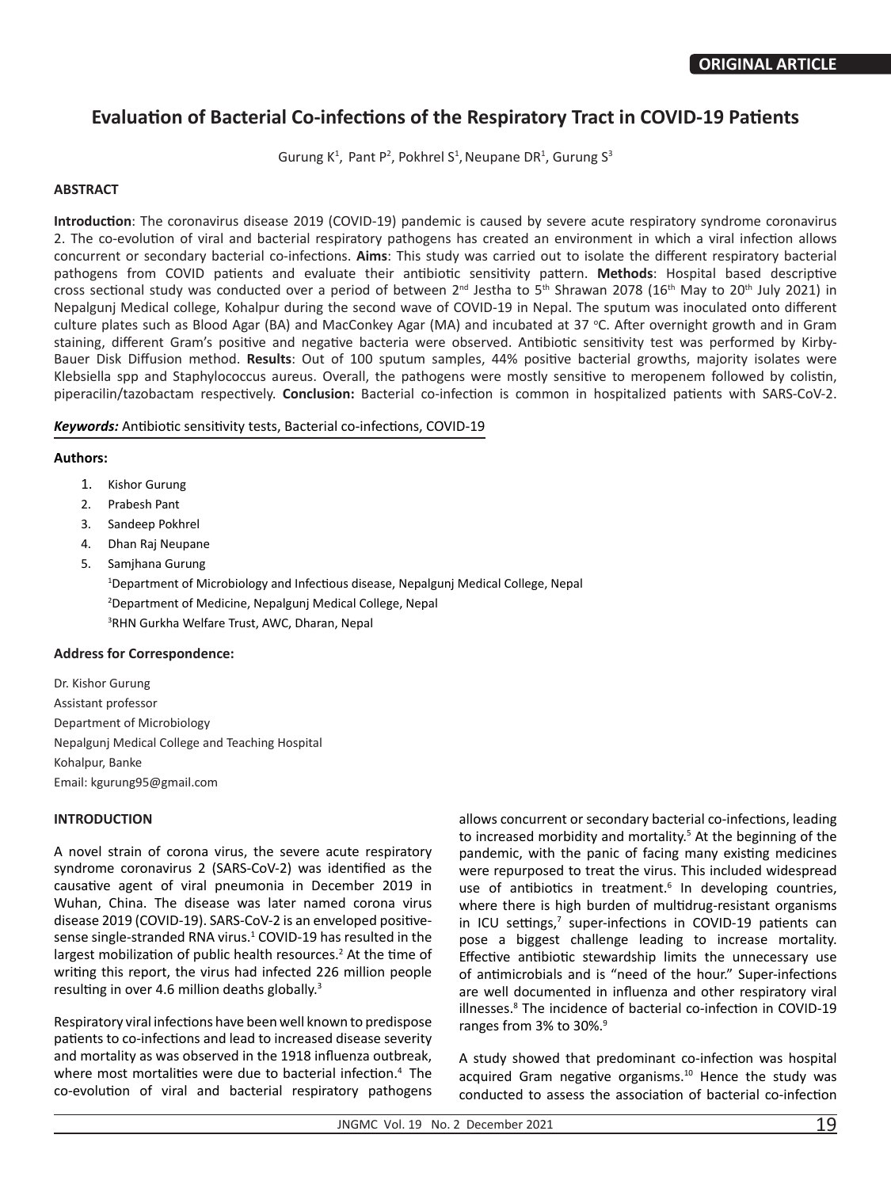ORIGINAL ARTICLE

# Evaluation of Bacterial Co-infections of the Respiratory Tract in COVID-19 Patients

Gurung K[1], Pant P[2], Pokhrel S[1], Neupane DR[1], Gurung S[3]

### ABSTRACT

**Introduction**: The coronavirus disease 2019 (COVID-19) pandemic is caused by severe acute respiratory syndrome coronavirus 2. The co-evolution of viral and bacterial respiratory pathogens has created an environment in which a viral infection allows concurrent or secondary bacterial co-infections. **Aims**: This study was carried out to isolate the different respiratory bacterial pathogens from COVID patients and evaluate their antibiotic sensitivity pattern. **Methods**: Hospital based descriptive cross sectional study was conducted over a period of between 2nd Jestha to 5th Shrawan 2078 (16th May to 20th July 2021) in Nepalgunj Medical college, Kohalpur during the second wave of COVID-19 in Nepal. The sputum was inoculated onto different culture plates such as Blood Agar (BA) and MacConkey Agar (MA) and incubated at 37 °C. After overnight growth and in Gram staining, different Gram's positive and negative bacteria were observed. Antibiotic sensitivity test was performed by Kirby-Bauer Disk Diffusion method. **Results**: Out of 100 sputum samples, 44% positive bacterial growths, majority isolates were Klebsiella spp and Staphylococcus aureus. Overall, the pathogens were mostly sensitive to meropenem followed by colistin, piperacilin/tazobactam respectively. **Conclusion:** Bacterial co-infection is common in hospitalized patients with SARS-CoV-2.

***Keywords:*** Antibiotic sensitivity tests, Bacterial co-infections, COVID-19

### Authors:

1. Kishor Gurung
2. Prabesh Pant
3. Sandeep Pokhrel
4. Dhan Raj Neupane
5. Samjhana Gurung

[1]Department of Microbiology and Infectious disease, Nepalgunj Medical College, Nepal
[2]Department of Medicine, Nepalgunj Medical College, Nepal
[3]RHN Gurkha Welfare Trust, AWC, Dharan, Nepal

### Address for Correspondence:

Dr. Kishor Gurung
Assistant professor
Department of Microbiology
Nepalgunj Medical College and Teaching Hospital
Kohalpur, Banke
Email: kgurung95@gmail.com

## INTRODUCTION

A novel strain of corona virus, the severe acute respiratory syndrome coronavirus 2 (SARS-CoV-2) was identified as the causative agent of viral pneumonia in December 2019 in Wuhan, China. The disease was later named corona virus disease 2019 (COVID-19). SARS-CoV-2 is an enveloped positive-sense single-stranded RNA virus.[1] COVID-19 has resulted in the largest mobilization of public health resources.[2] At the time of writing this report, the virus had infected 226 million people resulting in over 4.6 million deaths globally.[3]

Respiratory viral infections have been well known to predispose patients to co-infections and lead to increased disease severity and mortality as was observed in the 1918 influenza outbreak, where most mortalities were due to bacterial infection.[4] The co-evolution of viral and bacterial respiratory pathogens allows concurrent or secondary bacterial co-infections, leading to increased morbidity and mortality.[5] At the beginning of the pandemic, with the panic of facing many existing medicines were repurposed to treat the virus. This included widespread use of antibiotics in treatment.[6] In developing countries, where there is high burden of multidrug-resistant organisms in ICU settings,[7] super-infections in COVID-19 patients can pose a biggest challenge leading to increase mortality. Effective antibiotic stewardship limits the unnecessary use of antimicrobials and is "need of the hour." Super-infections are well documented in influenza and other respiratory viral illnesses.[8] The incidence of bacterial co-infection in COVID-19 ranges from 3% to 30%.[9]

A study showed that predominant co-infection was hospital acquired Gram negative organisms.[10] Hence the study was conducted to assess the association of bacterial co-infection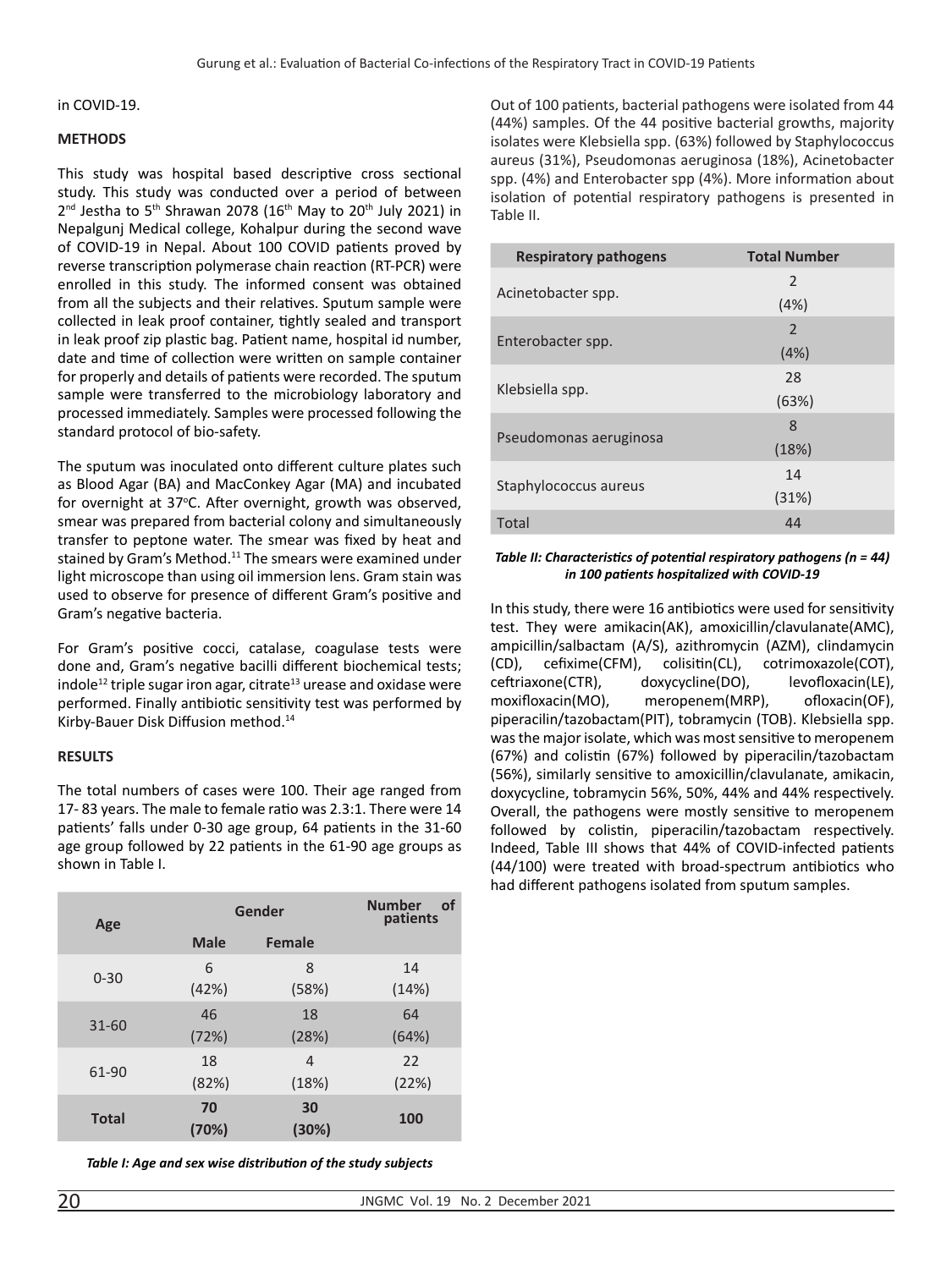in COVID-19.

## METHODS

This study was hospital based descriptive cross sectional study. This study was conducted over a period of between 2[nd] Jestha to 5[th] Shrawan 2078 (16[th] May to 20[th] July 2021) in Nepalgunj Medical college, Kohalpur during the second wave of COVID-19 in Nepal. About 100 COVID patients proved by reverse transcription polymerase chain reaction (RT-PCR) were enrolled in this study. The informed consent was obtained from all the subjects and their relatives. Sputum sample were collected in leak proof container, tightly sealed and transport in leak proof zip plastic bag. Patient name, hospital id number, date and time of collection were written on sample container for properly and details of patients were recorded. The sputum sample were transferred to the microbiology laboratory and processed immediately. Samples were processed following the standard protocol of bio-safety.

The sputum was inoculated onto different culture plates such as Blood Agar (BA) and MacConkey Agar (MA) and incubated for overnight at 37°C. After overnight, growth was observed, smear was prepared from bacterial colony and simultaneously transfer to peptone water. The smear was fixed by heat and stained by Gram's Method.[11] The smears were examined under light microscope than using oil immersion lens. Gram stain was used to observe for presence of different Gram's positive and Gram's negative bacteria.

For Gram's positive cocci, catalase, coagulase tests were done and, Gram's negative bacilli different biochemical tests; indole[12] triple sugar iron agar, citrate[13] urease and oxidase were performed. Finally antibiotic sensitivity test was performed by Kirby-Bauer Disk Diffusion method.[14]

## RESULTS

The total numbers of cases were 100. Their age ranged from 17- 83 years. The male to female ratio was 2.3:1. There were 14 patients' falls under 0-30 age group, 64 patients in the 31-60 age group followed by 22 patients in the 61-90 age groups as shown in Table I.

| Age | Gender | | Number of patients |
|---|---|---|---|
| | Male | Female | |
| 0-30 | 6 (42%) | 8 (58%) | 14 (14%) |
| 31-60 | 46 (72%) | 18 (28%) | 64 (64%) |
| 61-90 | 18 (82%) | 4 (18%) | 22 (22%) |
| **Total** | **70 (70%)** | **30 (30%)** | **100** |

***Table I: Age and sex wise distribution of the study subjects***

Out of 100 patients, bacterial pathogens were isolated from 44 (44%) samples. Of the 44 positive bacterial growths, majority isolates were Klebsiella spp. (63%) followed by Staphylococcus aureus (31%), Pseudomonas aeruginosa (18%), Acinetobacter spp. (4%) and Enterobacter spp (4%). More information about isolation of potential respiratory pathogens is presented in Table II.

| Respiratory pathogens | Total Number |
|---|---|
| Acinetobacter spp. | 2 (4%) |
| Enterobacter spp. | 2 (4%) |
| Klebsiella spp. | 28 (63%) |
| Pseudomonas aeruginosa | 8 (18%) |
| Staphylococcus aureus | 14 (31%) |
| Total | 44 |

***Table II: Characteristics of potential respiratory pathogens (n = 44) in 100 patients hospitalized with COVID-19***

In this study, there were 16 antibiotics were used for sensitivity test. They were amikacin(AK), amoxicillin/clavulanate(AMC), ampicillin/salbactam (A/S), azithromycin (AZM), clindamycin (CD), cefixime(CFM), colisitin(CL), cotrimoxazole(COT), ceftriaxone(CTR), doxycycline(DO), levofloxacin(LE), moxifloxacin(MO), meropenem(MRP), ofloxacin(OF), piperacilin/tazobactam(PIT), tobramycin (TOB). Klebsiella spp. was the major isolate, which was most sensitive to meropenem (67%) and colistin (67%) followed by piperacilin/tazobactam (56%), similarly sensitive to amoxicillin/clavulanate, amikacin, doxycycline, tobramycin 56%, 50%, 44% and 44% respectively. Overall, the pathogens were mostly sensitive to meropenem followed by colistin, piperacilin/tazobactam respectively. Indeed, Table III shows that 44% of COVID-infected patients (44/100) were treated with broad-spectrum antibiotics who had different pathogens isolated from sputum samples.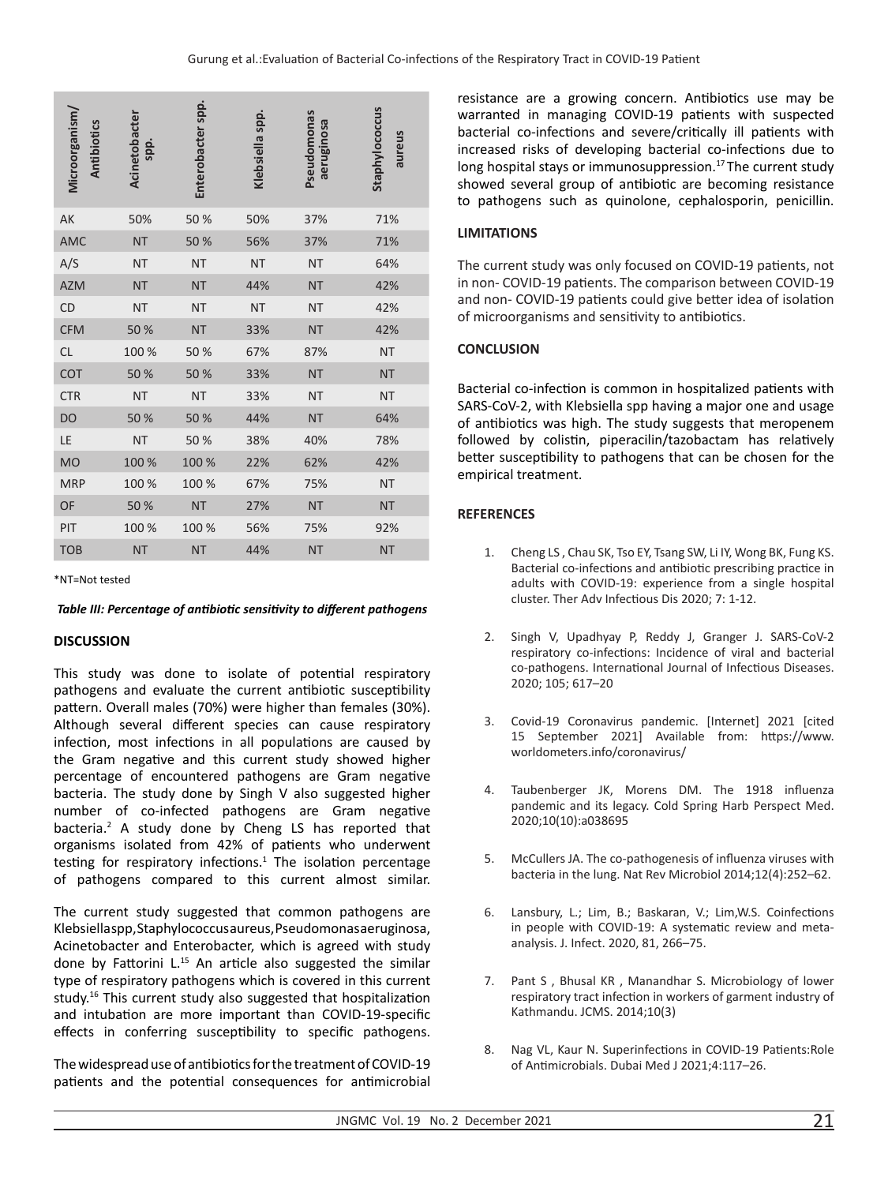| Microorganism/ Antibiotics | Acinetobacter spp. | Enterobacter spp. | Klebsiella spp. | Pseudomonas aeruginosa | Staphylococcus aureus |
|---|---|---|---|---|---|
| AK | 50% | 50 % | 50% | 37% | 71% |
| AMC | NT | 50 % | 56% | 37% | 71% |
| A/S | NT | NT | NT | NT | 64% |
| AZM | NT | NT | 44% | NT | 42% |
| CD | NT | NT | NT | NT | 42% |
| CFM | 50 % | NT | 33% | NT | 42% |
| CL | 100 % | 50 % | 67% | 87% | NT |
| COT | 50 % | 50 % | 33% | NT | NT |
| CTR | NT | NT | 33% | NT | NT |
| DO | 50 % | 50 % | 44% | NT | 64% |
| LE | NT | 50 % | 38% | 40% | 78% |
| MO | 100 % | 100 % | 22% | 62% | 42% |
| MRP | 100 % | 100 % | 67% | 75% | NT |
| OF | 50 % | NT | 27% | NT | NT |
| PIT | 100 % | 100 % | 56% | 75% | 92% |
| TOB | NT | NT | 44% | NT | NT |

*NT=Not tested

***Table III: Percentage of antibiotic sensitivity to different pathogens***

## DISCUSSION

This study was done to isolate of potential respiratory pathogens and evaluate the current antibiotic susceptibility pattern. Overall males (70%) were higher than females (30%). Although several different species can cause respiratory infection, most infections in all populations are caused by the Gram negative and this current study showed higher percentage of encountered pathogens are Gram negative bacteria. The study done by Singh V also suggested higher number of co-infected pathogens are Gram negative bacteria.[2] A study done by Cheng LS has reported that organisms isolated from 42% of patients who underwent testing for respiratory infections.[1] The isolation percentage of pathogens compared to this current almost similar.

The current study suggested that common pathogens are Klebsiellaspp, Staphylococcusaureus, Pseudomonasaeruginosa, Acinetobacter and Enterobacter, which is agreed with study done by Fattorini L.[15] An article also suggested the similar type of respiratory pathogens which is covered in this current study.[16] This current study also suggested that hospitalization and intubation are more important than COVID-19-specific effects in conferring susceptibility to specific pathogens.

The widespread use of antibiotics for the treatment of COVID-19 patients and the potential consequences for antimicrobial resistance are a growing concern. Antibiotics use may be warranted in managing COVID-19 patients with suspected bacterial co-infections and severe/critically ill patients with increased risks of developing bacterial co-infections due to long hospital stays or immunosuppression.[17] The current study showed several group of antibiotic are becoming resistance to pathogens such as quinolone, cephalosporin, penicillin.

## LIMITATIONS

The current study was only focused on COVID-19 patients, not in non- COVID-19 patients. The comparison between COVID-19 and non- COVID-19 patients could give better idea of isolation of microorganisms and sensitivity to antibiotics.

## CONCLUSION

Bacterial co-infection is common in hospitalized patients with SARS-CoV-2, with Klebsiella spp having a major one and usage of antibiotics was high. The study suggests that meropenem followed by colistin, piperacilin/tazobactam has relatively better susceptibility to pathogens that can be chosen for the empirical treatment.

## REFERENCES

1. Cheng LS , Chau SK, Tso EY, Tsang SW, Li IY, Wong BK, Fung KS. Bacterial co-infections and antibiotic prescribing practice in adults with COVID-19: experience from a single hospital cluster. Ther Adv Infectious Dis 2020; 7: 1-12.
2. Singh V, Upadhyay P, Reddy J, Granger J. SARS-CoV-2 respiratory co-infections: Incidence of viral and bacterial co-pathogens. International Journal of Infectious Diseases. 2020; 105; 617–20
3. Covid-19 Coronavirus pandemic. [Internet] 2021 [cited 15 September 2021] Available from: https://www.worldometers.info/coronavirus/
4. Taubenberger JK, Morens DM. The 1918 influenza pandemic and its legacy. Cold Spring Harb Perspect Med. 2020;10(10):a038695
5. McCullers JA. The co-pathogenesis of influenza viruses with bacteria in the lung. Nat Rev Microbiol 2014;12(4):252–62.
6. Lansbury, L.; Lim, B.; Baskaran, V.; Lim,W.S. Coinfections in people with COVID-19: A systematic review and meta-analysis. J. Infect. 2020, 81, 266–75.
7. Pant S , Bhusal KR , Manandhar S. Microbiology of lower respiratory tract infection in workers of garment industry of Kathmandu. JCMS. 2014;10(3)
8. Nag VL, Kaur N. Superinfections in COVID-19 Patients:Role of Antimicrobials. Dubai Med J 2021;4:117–26.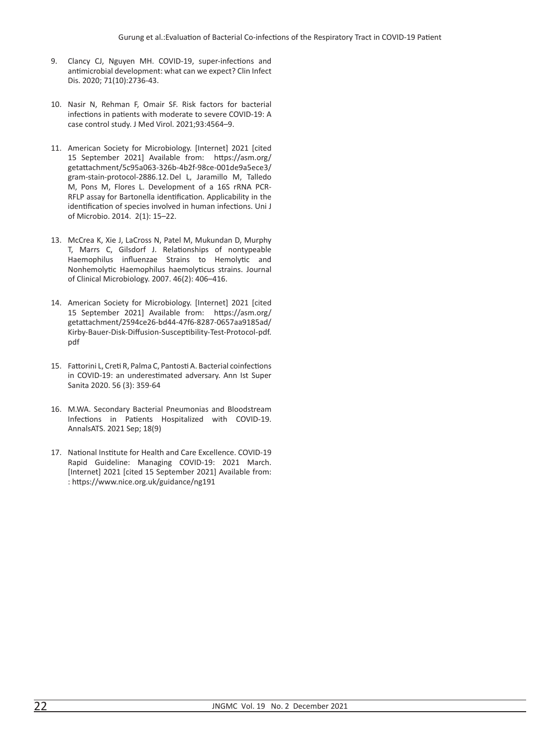9. Clancy CJ, Nguyen MH. COVID-19, super-infections and antimicrobial development: what can we expect? Clin Infect Dis. 2020; 71(10):2736-43.

10. Nasir N, Rehman F, Omair SF. Risk factors for bacterial infections in patients with moderate to severe COVID-19: A case control study. J Med Virol. 2021;93:4564–9.

11. American Society for Microbiology. [Internet] 2021 [cited 15 September 2021] Available from: https://asm.org/getattachment/5c95a063-326b-4b2f-98ce-001de9a5ece3/gram-stain-protocol-2886.12. Del L, Jaramillo M, Talledo M, Pons M, Flores L. Development of a 16S rRNA PCR-RFLP assay for Bartonella identification. Applicability in the identification of species involved in human infections. Uni J of Microbio. 2014. 2(1): 15–22.

13. McCrea K, Xie J, LaCross N, Patel M, Mukundan D, Murphy T, Marrs C, Gilsdorf J. Relationships of nontypeable Haemophilus influenzae Strains to Hemolytic and Nonhemolytic Haemophilus haemolyticus strains. Journal of Clinical Microbiology. 2007. 46(2): 406–416.

14. American Society for Microbiology. [Internet] 2021 [cited 15 September 2021] Available from: https://asm.org/getattachment/2594ce26-bd44-47f6-8287-0657aa9185ad/Kirby-Bauer-Disk-Diffusion-Susceptibility-Test-Protocol-pdf.pdf

15. Fattorini L, Creti R, Palma C, Pantosti A. Bacterial coinfections in COVID-19: an underestimated adversary. Ann Ist Super Sanita 2020. 56 (3): 359-64

16. M.WA. Secondary Bacterial Pneumonias and Bloodstream Infections in Patients Hospitalized with COVID-19. AnnalsATS. 2021 Sep; 18(9)

17. National Institute for Health and Care Excellence. COVID-19 Rapid Guideline: Managing COVID-19: 2021 March. [Internet] 2021 [cited 15 September 2021] Available from: : https://www.nice.org.uk/guidance/ng191